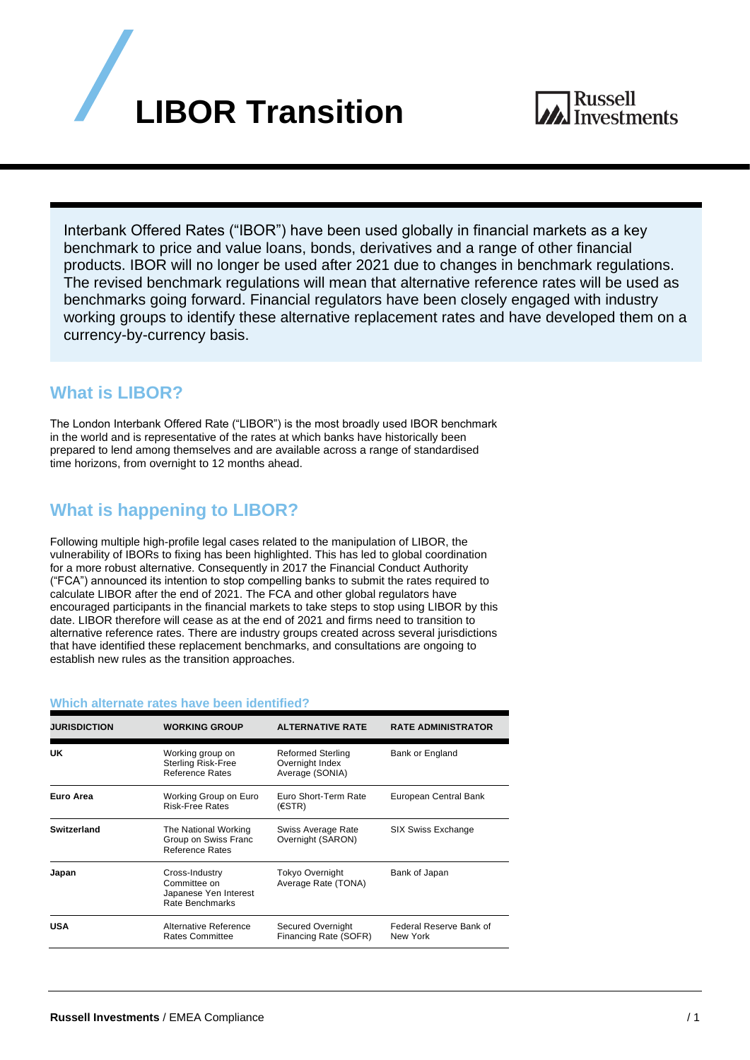# LIBOR Transition

Interbank Offered Rates ("IBOR") have been used globally in financial markets as a key benchmark to price and value loans, bonds, derivatives and a range of other financial products. IBOR will no longer be used after 2021 due to changes in benchmark regulations. The revised benchmark regulations will mean that alternative reference rates will be used as benchmarks going forward. Financial regulators have been closely engaged with industry working groups to identify these alternative replacement rates and have developed them on a currency-by-currency basis.

## What is LIBOR?

The London Interbank Offered Rate ("LIBOR") is the most broadly used IBOR benchmark in the world and is representative of the rates at which banks have historically been prepared to lend among themselves and are available across a range of standardised time horizons, from overnight to 12 months ahead.

## What is happening to LIBOR?

Following multiple high-profile legal cases related to the manipulation of LIBOR, the vulnerability of IBORs to fixing has been highlighted. This has led to global coordination for a more robust alternative. Consequently in 2017 the Financial Conduct Authority ("FCA") announced its intention to stop compelling banks to submit the rates required to calculate LIBOR after the end of 2021. The FCA and other global regulators have encouraged participants in the financial markets to take steps to stop using LIBOR by this date. LIBOR therefore will cease as at the end of 2021 and firms need to transition to alternative reference rates. There are industry groups created across several jurisdictions that have identified these replacement benchmarks, and consultations are ongoing to establish new rules as the transition approaches.

### Which alternate rates have been identified?

| JURISDICTION | WORKING GROUP | ALTERNATIVE RATE | RATE ADMINISTRATOR |
|---|---|---|---|
| **UK** | Working group on Sterling Risk-Free Reference Rates | Reformed Sterling Overnight Index Average (SONIA) | Bank or England |
| **Euro Area** | Working Group on Euro Risk-Free Rates | Euro Short-Term Rate (€STR) | European Central Bank |
| **Switzerland** | The National Working Group on Swiss Franc Reference Rates | Swiss Average Rate Overnight (SARON) | SIX Swiss Exchange |
| **Japan** | Cross-Industry Committee on Japanese Yen Interest Rate Benchmarks | Tokyo Overnight Average Rate (TONA) | Bank of Japan |
| **USA** | Alternative Reference Rates Committee | Secured Overnight Financing Rate (SOFR) | Federal Reserve Bank of New York |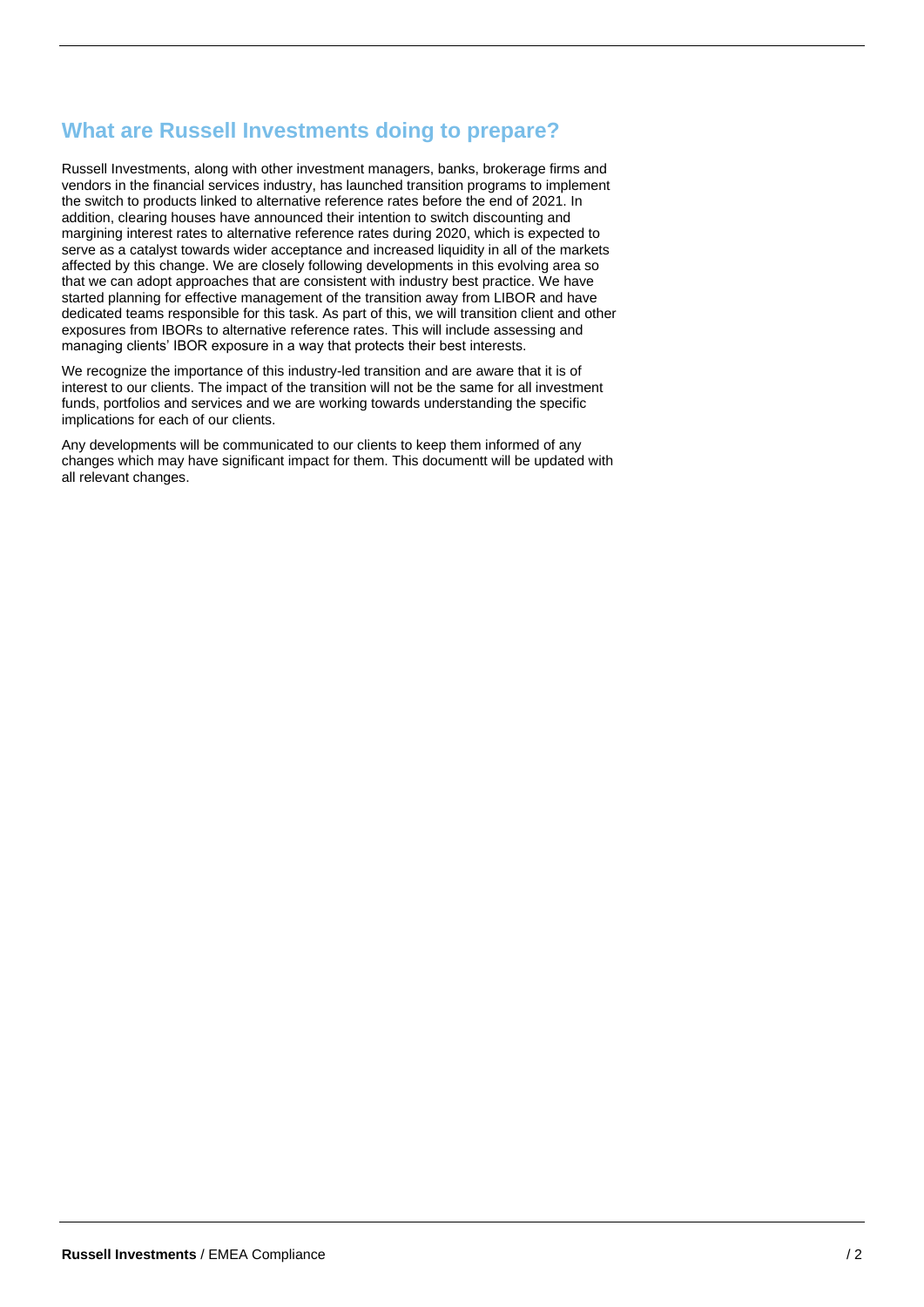## What are Russell Investments doing to prepare?

Russell Investments, along with other investment managers, banks, brokerage firms and vendors in the financial services industry, has launched transition programs to implement the switch to products linked to alternative reference rates before the end of 2021. In addition, clearing houses have announced their intention to switch discounting and margining interest rates to alternative reference rates during 2020, which is expected to serve as a catalyst towards wider acceptance and increased liquidity in all of the markets affected by this change. We are closely following developments in this evolving area so that we can adopt approaches that are consistent with industry best practice. We have started planning for effective management of the transition away from LIBOR and have dedicated teams responsible for this task. As part of this, we will transition client and other exposures from IBORs to alternative reference rates. This will include assessing and managing clients' IBOR exposure in a way that protects their best interests.

We recognize the importance of this industry-led transition and are aware that it is of interest to our clients. The impact of the transition will not be the same for all investment funds, portfolios and services and we are working towards understanding the specific implications for each of our clients.

Any developments will be communicated to our clients to keep them informed of any changes which may have significant impact for them. This documentt will be updated with all relevant changes.